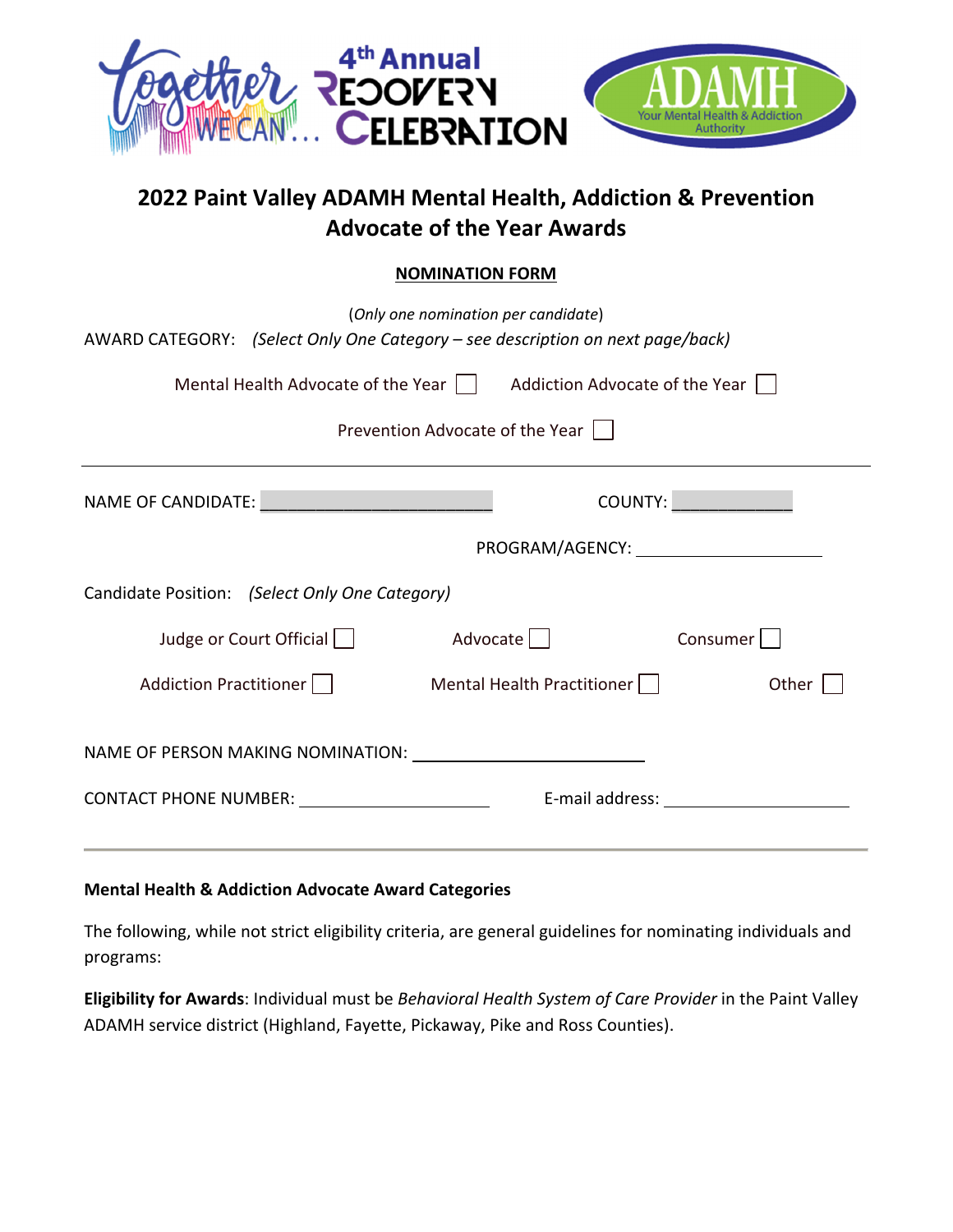Together WE CAN... 4th Annual RECOVERY CELEBRATION

ADAMH Your Mental Health & Addiction Authority

# 2022 Paint Valley ADAMH Mental Health, Addiction & Prevention Advocate of the Year Awards

**NOMINATION FORM**

(*Only one nomination per candidate*)

AWARD CATEGORY: *(Select Only One Category – see description on next page/back)*

Mental Health Advocate of the Year ☐ Addiction Advocate of the Year ☐

Prevention Advocate of the Year ☐

---

NAME OF CANDIDATE: ________________________ COUNTY: ____________

PROGRAM/AGENCY: ____________________

Candidate Position: *(Select Only One Category)*

Judge or Court Official ☐ Advocate ☐ Consumer ☐

Addiction Practitioner ☐ Mental Health Practitioner ☐ Other ☐

NAME OF PERSON MAKING NOMINATION: ________________________

CONTACT PHONE NUMBER: ____________________ E-mail address: ____________________

---

**Mental Health & Addiction Advocate Award Categories**

The following, while not strict eligibility criteria, are general guidelines for nominating individuals and programs:

**Eligibility for Awards**: Individual must be *Behavioral Health System of Care Provider* in the Paint Valley ADAMH service district (Highland, Fayette, Pickaway, Pike and Ross Counties).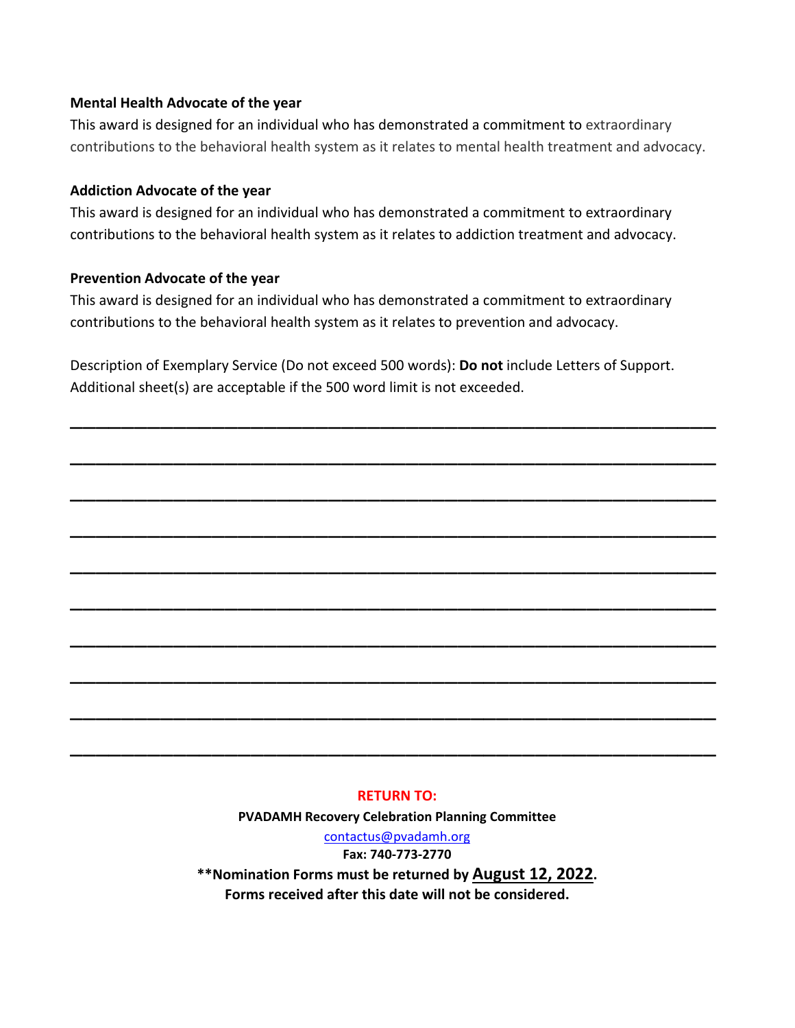**Mental Health Advocate of the year**

This award is designed for an individual who has demonstrated a commitment to extraordinary contributions to the behavioral health system as it relates to mental health treatment and advocacy.

**Addiction Advocate of the year**

This award is designed for an individual who has demonstrated a commitment to extraordinary contributions to the behavioral health system as it relates to addiction treatment and advocacy.

**Prevention Advocate of the year**

This award is designed for an individual who has demonstrated a commitment to extraordinary contributions to the behavioral health system as it relates to prevention and advocacy.

Description of Exemplary Service (Do not exceed 500 words): **Do not** include Letters of Support. Additional sheet(s) are acceptable if the 500 word limit is not exceeded.

________________________________________________________________________

________________________________________________________________________

________________________________________________________________________

________________________________________________________________________

________________________________________________________________________

________________________________________________________________________

________________________________________________________________________

________________________________________________________________________

________________________________________________________________________

________________________________________________________________________

**RETURN TO:**

**PVADAMH Recovery Celebration Planning Committee**

contactus@pvadamh.org

**Fax: 740-773-2770**

**\*\*Nomination Forms must be returned by August 12, 2022.**

**Forms received after this date will not be considered.**